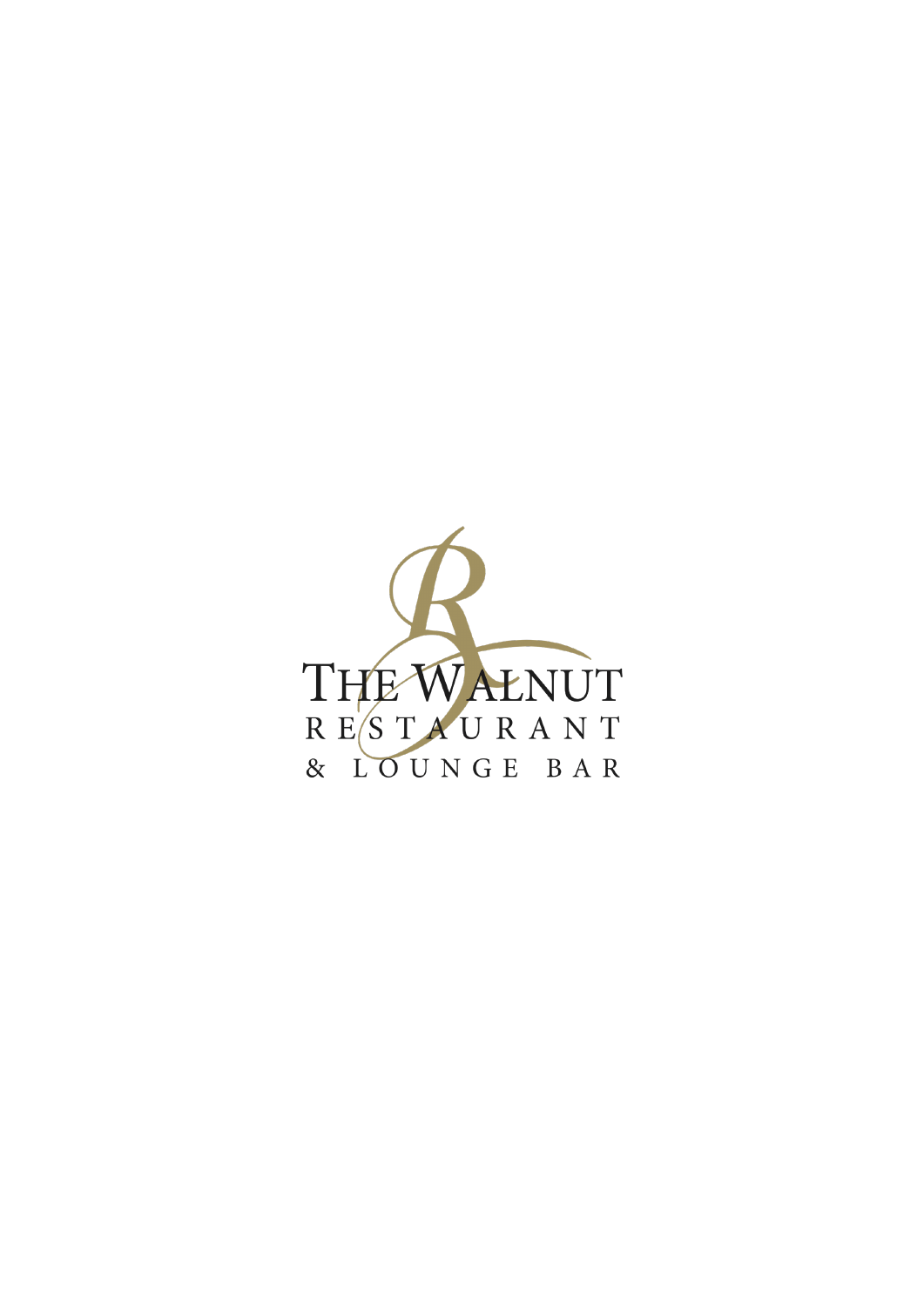# THE WALNUT

RESTAURANT

& LOUNGE BAR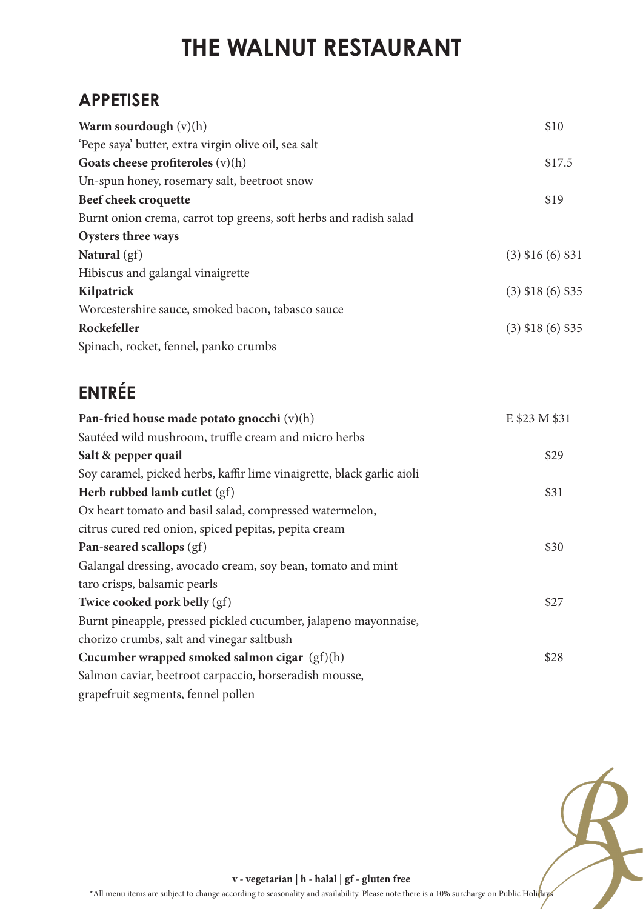# THE WALNUT RESTAURANT

## APPETISER

**Warm sourdough** (v)(h) — $10
'Pepe saya' butter, extra virgin olive oil, sea salt

**Goats cheese profiteroles** (v)(h) — $17.5
Un-spun honey, rosemary salt, beetroot snow

**Beef cheek croquette** — $19
Burnt onion crema, carrot top greens, soft herbs and radish salad

**Oysters three ways**

**Natural** (gf) — (3) $16 (6) $31
Hibiscus and galangal vinaigrette

**Kilpatrick** — (3) $18 (6) $35
Worcestershire sauce, smoked bacon, tabasco sauce

**Rockefeller** — (3) $18 (6) $35
Spinach, rocket, fennel, panko crumbs

## ENTRÉE

**Pan-fried house made potato gnocchi** (v)(h) — E $23 M $31
Sautéed wild mushroom, truffle cream and micro herbs

**Salt & pepper quail** — $29
Soy caramel, picked herbs, kaffir lime vinaigrette, black garlic aioli

**Herb rubbed lamb cutlet** (gf) — $31
Ox heart tomato and basil salad, compressed watermelon, citrus cured red onion, spiced pepitas, pepita cream

**Pan-seared scallops** (gf) — $30
Galangal dressing, avocado cream, soy bean, tomato and mint taro crisps, balsamic pearls

**Twice cooked pork belly** (gf) — $27
Burnt pineapple, pressed pickled cucumber, jalapeno mayonnaise, chorizo crumbs, salt and vinegar saltbush

**Cucumber wrapped smoked salmon cigar** (gf)(h) — $28
Salmon caviar, beetroot carpaccio, horseradish mousse, grapefruit segments, fennel pollen

**v - vegetarian | h - halal | gf - gluten free**

*All menu items are subject to change according to seasonality and availability. Please note there is a 10% surcharge on Public Holidays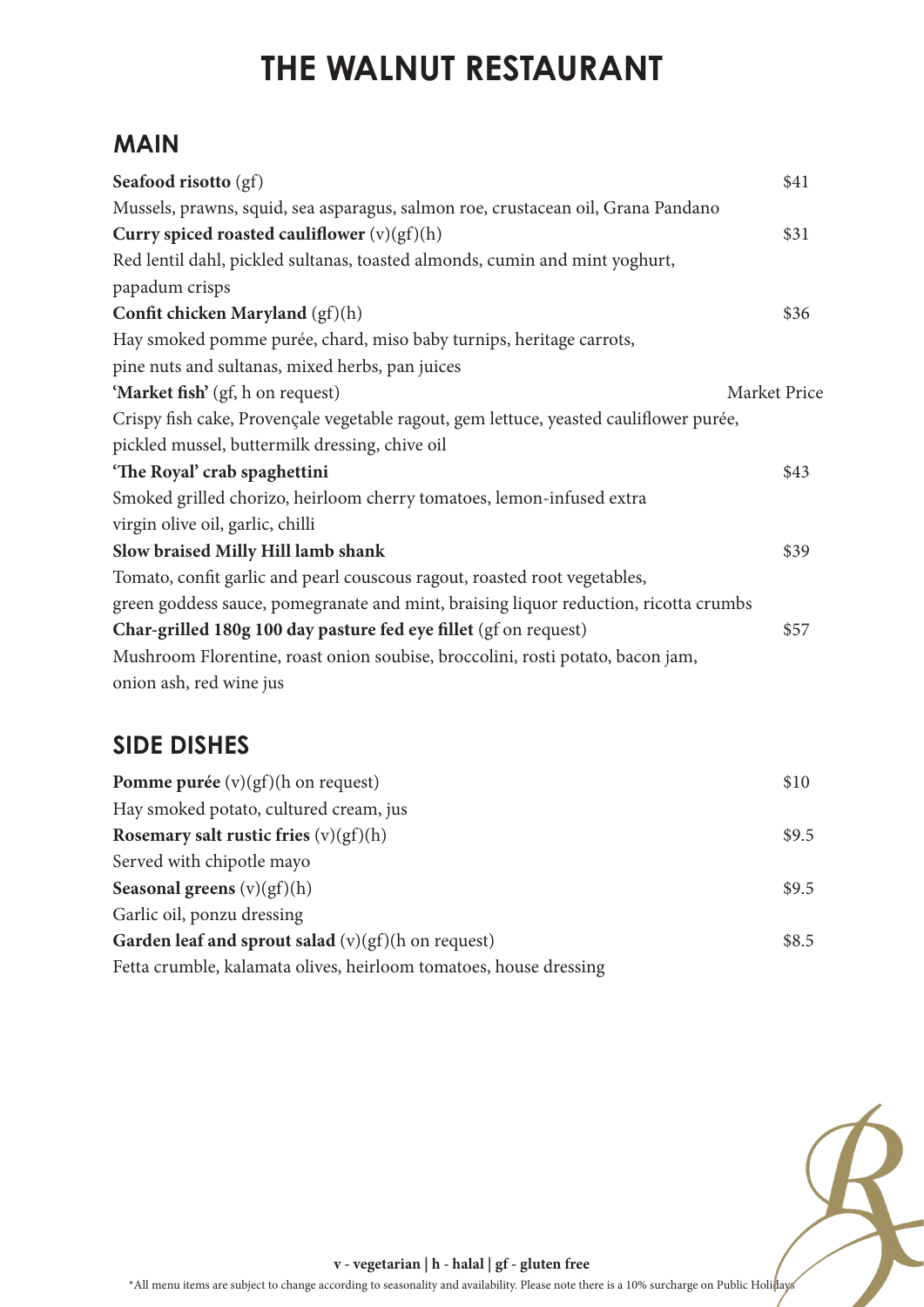# THE WALNUT RESTAURANT

## MAIN

**Seafood risotto** (gf) $41
Mussels, prawns, squid, sea asparagus, salmon roe, crustacean oil, Grana Pandano

**Curry spiced roasted cauliflower** (v)(gf)(h) $31
Red lentil dahl, pickled sultanas, toasted almonds, cumin and mint yoghurt, papadum crisps

**Confit chicken Maryland** (gf)(h) $36
Hay smoked pomme purée, chard, miso baby turnips, heritage carrots, pine nuts and sultanas, mixed herbs, pan juices

**'Market fish'** (gf, h on request) Market Price
Crispy fish cake, Provençale vegetable ragout, gem lettuce, yeasted cauliflower purée, pickled mussel, buttermilk dressing, chive oil

**'The Royal' crab spaghettini** $43
Smoked grilled chorizo, heirloom cherry tomatoes, lemon-infused extra virgin olive oil, garlic, chilli

**Slow braised Milly Hill lamb shank** $39
Tomato, confit garlic and pearl couscous ragout, roasted root vegetables, green goddess sauce, pomegranate and mint, braising liquor reduction, ricotta crumbs

**Char-grilled 180g 100 day pasture fed eye fillet** (gf on request) $57
Mushroom Florentine, roast onion soubise, broccolini, rosti potato, bacon jam, onion ash, red wine jus

## SIDE DISHES

**Pomme purée** (v)(gf)(h on request) $10
Hay smoked potato, cultured cream, jus

**Rosemary salt rustic fries** (v)(gf)(h) $9.5
Served with chipotle mayo

**Seasonal greens** (v)(gf)(h) $9.5
Garlic oil, ponzu dressing

**Garden leaf and sprout salad** (v)(gf)(h on request) $8.5
Fetta crumble, kalamata olives, heirloom tomatoes, house dressing

**v - vegetarian | h - halal | gf - gluten free**

*All menu items are subject to change according to seasonality and availability. Please note there is a 10% surcharge on Public Holidays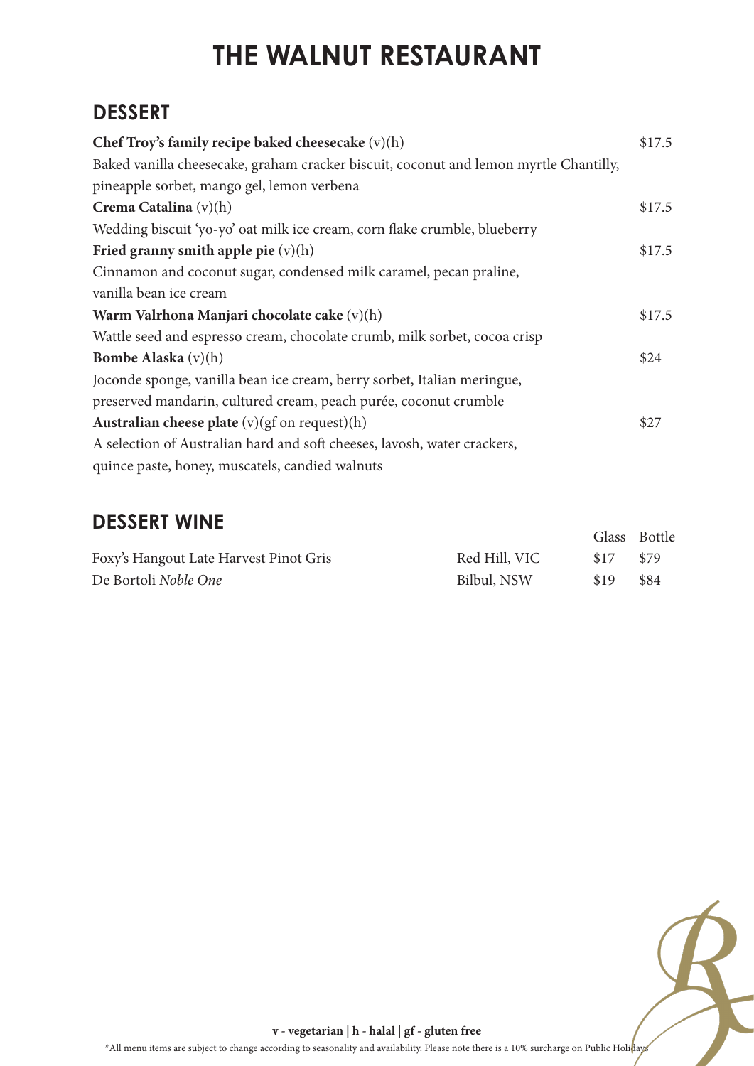# THE WALNUT RESTAURANT

## DESSERT

**Chef Troy's family recipe baked cheesecake** (v)(h) $17.5
Baked vanilla cheesecake, graham cracker biscuit, coconut and lemon myrtle Chantilly, pineapple sorbet, mango gel, lemon verbena

**Crema Catalina** (v)(h) $17.5
Wedding biscuit 'yo-yo' oat milk ice cream, corn flake crumble, blueberry

**Fried granny smith apple pie** (v)(h) $17.5
Cinnamon and coconut sugar, condensed milk caramel, pecan praline, vanilla bean ice cream

**Warm Valrhona Manjari chocolate cake** (v)(h) $17.5
Wattle seed and espresso cream, chocolate crumb, milk sorbet, cocoa crisp

**Bombe Alaska** (v)(h) $24
Joconde sponge, vanilla bean ice cream, berry sorbet, Italian meringue, preserved mandarin, cultured cream, peach purée, coconut crumble

**Australian cheese plate** (v)(gf on request)(h) $27
A selection of Australian hard and soft cheeses, lavosh, water crackers, quince paste, honey, muscatels, candied walnuts

## DESSERT WINE

| | | Glass | Bottle |
|---|---|---|---|
| Foxy's Hangout Late Harvest Pinot Gris | Red Hill, VIC | $17 | $79 |
| De Bortoli *Noble One* | Bilbul, NSW | $19 | $84 |

**v - vegetarian | h - halal | gf - gluten free**

*All menu items are subject to change according to seasonality and availability. Please note there is a 10% surcharge on Public Holidays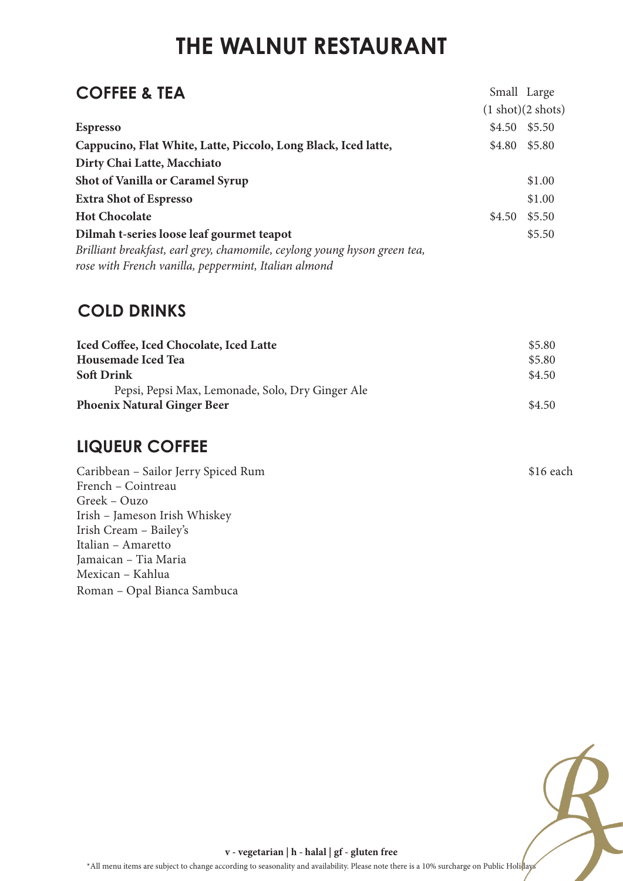# THE WALNUT RESTAURANT

## COFFEE & TEA

| | Small (1 shot) | Large (2 shots) |
|---|---|---|
| **Espresso** | $4.50 | $5.50 |
| **Cappucino, Flat White, Latte, Piccolo, Long Black, Iced latte, Dirty Chai Latte, Macchiato** | $4.80 | $5.80 |
| **Shot of Vanilla or Caramel Syrup** | | $1.00 |
| **Extra Shot of Espresso** | | $1.00 |
| **Hot Chocolate** | $4.50 | $5.50 |
| **Dilmah t-series loose leaf gourmet teapot** | | $5.50 |

*Brilliant breakfast, earl grey, chamomile, ceylong young hyson green tea, rose with French vanilla, peppermint, Italian almond*

## COLD DRINKS

| | |
|---|---|
| **Iced Coffee, Iced Chocolate, Iced Latte** | $5.80 |
| **Housemade Iced Tea** | $5.80 |
| **Soft Drink** | $4.50 |
| Pepsi, Pepsi Max, Lemonade, Solo, Dry Ginger Ale | |
| **Phoenix Natural Ginger Beer** | $4.50 |

## LIQUEUR COFFEE

$16 each

Caribbean – Sailor Jerry Spiced Rum
French – Cointreau
Greek – Ouzo
Irish – Jameson Irish Whiskey
Irish Cream – Bailey's
Italian – Amaretto
Jamaican – Tia Maria
Mexican – Kahlua
Roman – Opal Bianca Sambuca

**v - vegetarian | h - halal | gf - gluten free**

*All menu items are subject to change according to seasonality and availability. Please note there is a 10% surcharge on Public Holidays